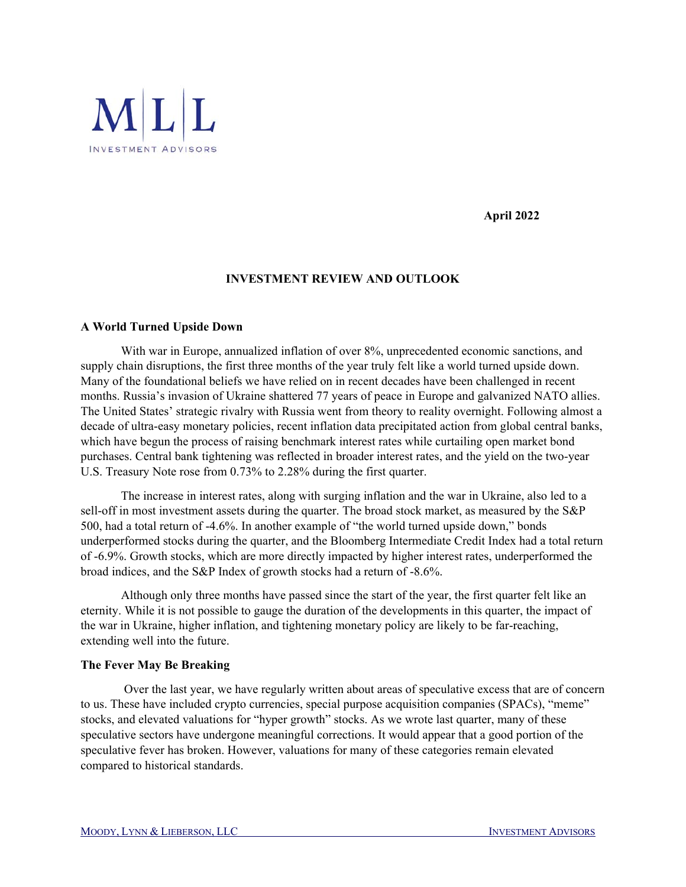M|L|L

INVESTMENT ADVISORS

**April 2022**

## INVESTMENT REVIEW AND OUTLOOK

### A World Turned Upside Down

With war in Europe, annualized inflation of over 8%, unprecedented economic sanctions, and supply chain disruptions, the first three months of the year truly felt like a world turned upside down. Many of the foundational beliefs we have relied on in recent decades have been challenged in recent months. Russia's invasion of Ukraine shattered 77 years of peace in Europe and galvanized NATO allies. The United States' strategic rivalry with Russia went from theory to reality overnight. Following almost a decade of ultra-easy monetary policies, recent inflation data precipitated action from global central banks, which have begun the process of raising benchmark interest rates while curtailing open market bond purchases. Central bank tightening was reflected in broader interest rates, and the yield on the two-year U.S. Treasury Note rose from 0.73% to 2.28% during the first quarter.

The increase in interest rates, along with surging inflation and the war in Ukraine, also led to a sell-off in most investment assets during the quarter. The broad stock market, as measured by the S&P 500, had a total return of -4.6%. In another example of "the world turned upside down," bonds underperformed stocks during the quarter, and the Bloomberg Intermediate Credit Index had a total return of -6.9%. Growth stocks, which are more directly impacted by higher interest rates, underperformed the broad indices, and the S&P Index of growth stocks had a return of -8.6%.

Although only three months have passed since the start of the year, the first quarter felt like an eternity. While it is not possible to gauge the duration of the developments in this quarter, the impact of the war in Ukraine, higher inflation, and tightening monetary policy are likely to be far-reaching, extending well into the future.

### The Fever May Be Breaking

Over the last year, we have regularly written about areas of speculative excess that are of concern to us. These have included crypto currencies, special purpose acquisition companies (SPACs), "meme" stocks, and elevated valuations for "hyper growth" stocks. As we wrote last quarter, many of these speculative sectors have undergone meaningful corrections. It would appear that a good portion of the speculative fever has broken. However, valuations for many of these categories remain elevated compared to historical standards.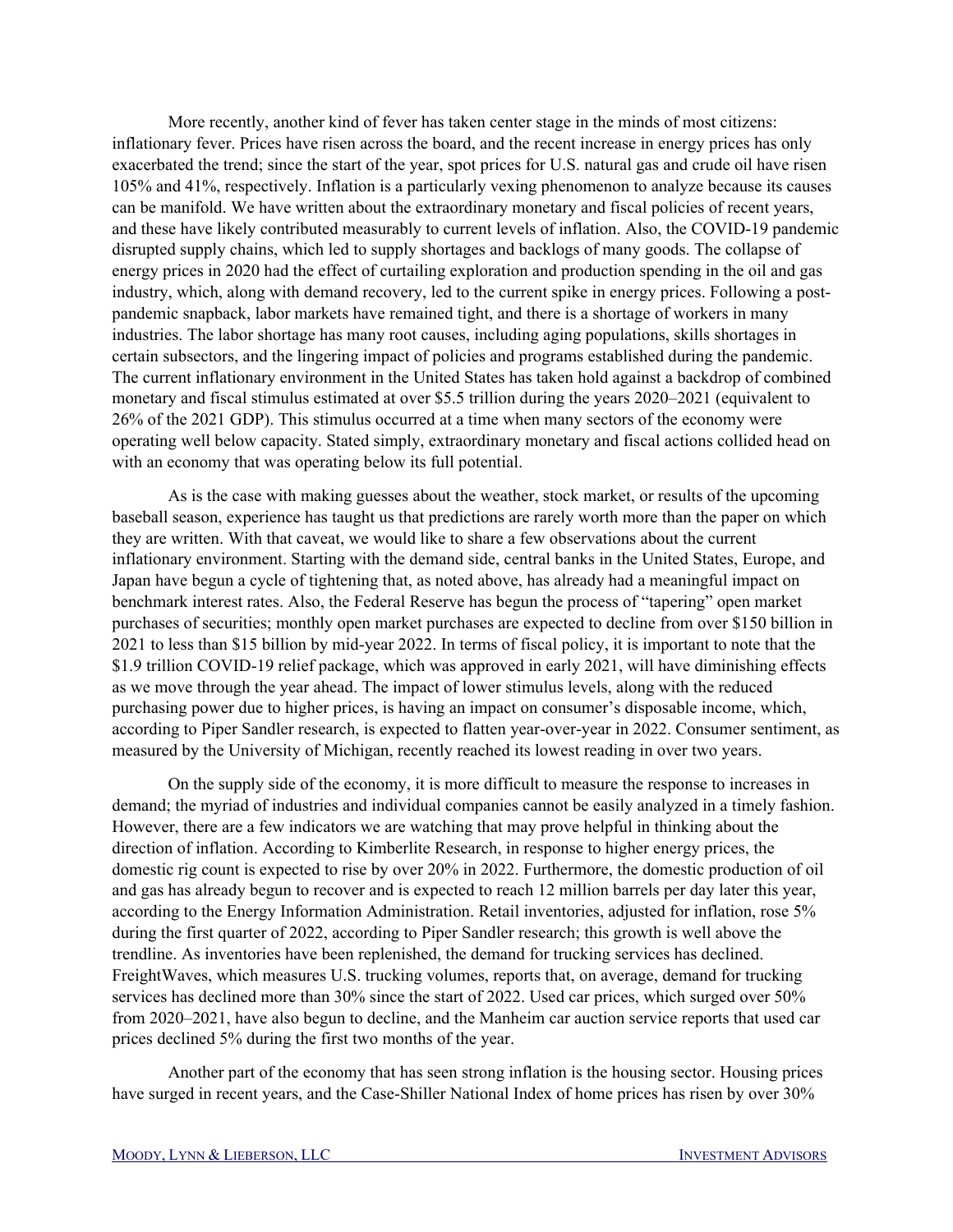More recently, another kind of fever has taken center stage in the minds of most citizens: inflationary fever. Prices have risen across the board, and the recent increase in energy prices has only exacerbated the trend; since the start of the year, spot prices for U.S. natural gas and crude oil have risen 105% and 41%, respectively. Inflation is a particularly vexing phenomenon to analyze because its causes can be manifold. We have written about the extraordinary monetary and fiscal policies of recent years, and these have likely contributed measurably to current levels of inflation. Also, the COVID-19 pandemic disrupted supply chains, which led to supply shortages and backlogs of many goods. The collapse of energy prices in 2020 had the effect of curtailing exploration and production spending in the oil and gas industry, which, along with demand recovery, led to the current spike in energy prices. Following a post-pandemic snapback, labor markets have remained tight, and there is a shortage of workers in many industries. The labor shortage has many root causes, including aging populations, skills shortages in certain subsectors, and the lingering impact of policies and programs established during the pandemic. The current inflationary environment in the United States has taken hold against a backdrop of combined monetary and fiscal stimulus estimated at over $5.5 trillion during the years 2020–2021 (equivalent to 26% of the 2021 GDP). This stimulus occurred at a time when many sectors of the economy were operating well below capacity. Stated simply, extraordinary monetary and fiscal actions collided head on with an economy that was operating below its full potential.

As is the case with making guesses about the weather, stock market, or results of the upcoming baseball season, experience has taught us that predictions are rarely worth more than the paper on which they are written. With that caveat, we would like to share a few observations about the current inflationary environment. Starting with the demand side, central banks in the United States, Europe, and Japan have begun a cycle of tightening that, as noted above, has already had a meaningful impact on benchmark interest rates. Also, the Federal Reserve has begun the process of "tapering" open market purchases of securities; monthly open market purchases are expected to decline from over $150 billion in 2021 to less than $15 billion by mid-year 2022. In terms of fiscal policy, it is important to note that the $1.9 trillion COVID-19 relief package, which was approved in early 2021, will have diminishing effects as we move through the year ahead. The impact of lower stimulus levels, along with the reduced purchasing power due to higher prices, is having an impact on consumer's disposable income, which, according to Piper Sandler research, is expected to flatten year-over-year in 2022. Consumer sentiment, as measured by the University of Michigan, recently reached its lowest reading in over two years.

On the supply side of the economy, it is more difficult to measure the response to increases in demand; the myriad of industries and individual companies cannot be easily analyzed in a timely fashion. However, there are a few indicators we are watching that may prove helpful in thinking about the direction of inflation. According to Kimberlite Research, in response to higher energy prices, the domestic rig count is expected to rise by over 20% in 2022. Furthermore, the domestic production of oil and gas has already begun to recover and is expected to reach 12 million barrels per day later this year, according to the Energy Information Administration. Retail inventories, adjusted for inflation, rose 5% during the first quarter of 2022, according to Piper Sandler research; this growth is well above the trendline. As inventories have been replenished, the demand for trucking services has declined. FreightWaves, which measures U.S. trucking volumes, reports that, on average, demand for trucking services has declined more than 30% since the start of 2022. Used car prices, which surged over 50% from 2020–2021, have also begun to decline, and the Manheim car auction service reports that used car prices declined 5% during the first two months of the year.

Another part of the economy that has seen strong inflation is the housing sector. Housing prices have surged in recent years, and the Case-Shiller National Index of home prices has risen by over 30%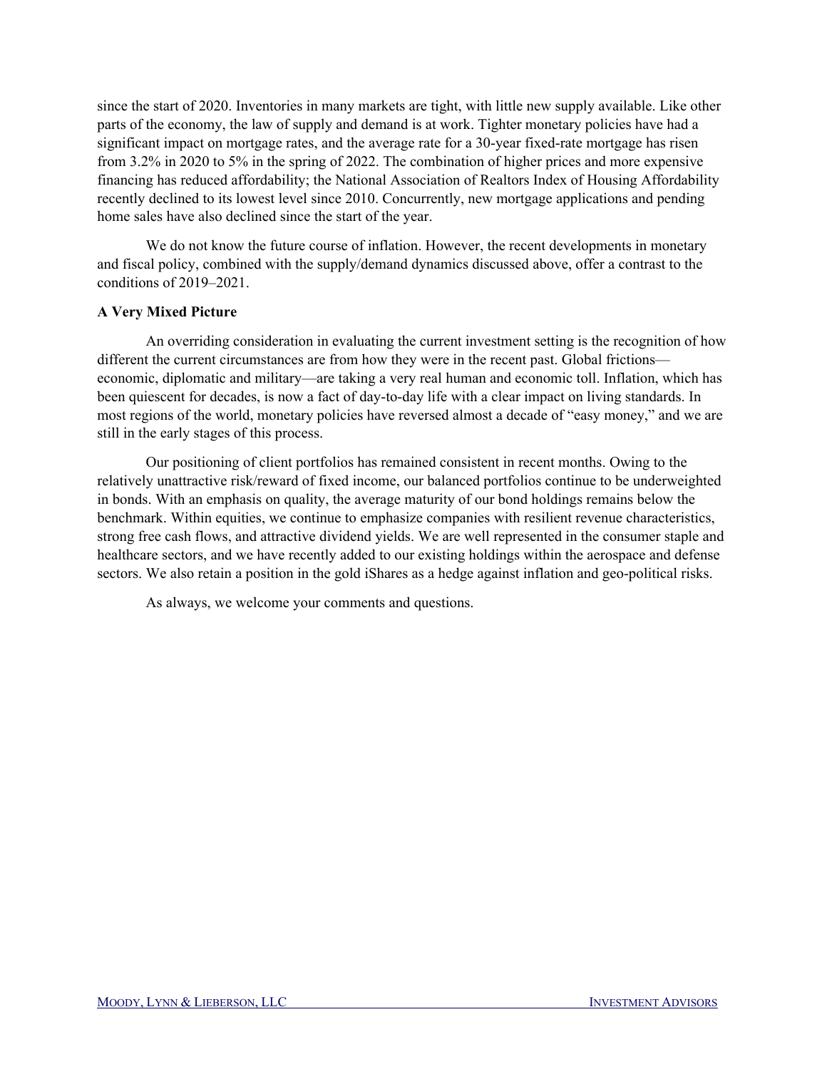since the start of 2020. Inventories in many markets are tight, with little new supply available. Like other parts of the economy, the law of supply and demand is at work. Tighter monetary policies have had a significant impact on mortgage rates, and the average rate for a 30-year fixed-rate mortgage has risen from 3.2% in 2020 to 5% in the spring of 2022. The combination of higher prices and more expensive financing has reduced affordability; the National Association of Realtors Index of Housing Affordability recently declined to its lowest level since 2010. Concurrently, new mortgage applications and pending home sales have also declined since the start of the year.

We do not know the future course of inflation. However, the recent developments in monetary and fiscal policy, combined with the supply/demand dynamics discussed above, offer a contrast to the conditions of 2019–2021.

**A Very Mixed Picture**

An overriding consideration in evaluating the current investment setting is the recognition of how different the current circumstances are from how they were in the recent past. Global frictions—economic, diplomatic and military—are taking a very real human and economic toll. Inflation, which has been quiescent for decades, is now a fact of day-to-day life with a clear impact on living standards. In most regions of the world, monetary policies have reversed almost a decade of "easy money," and we are still in the early stages of this process.

Our positioning of client portfolios has remained consistent in recent months. Owing to the relatively unattractive risk/reward of fixed income, our balanced portfolios continue to be underweighted in bonds. With an emphasis on quality, the average maturity of our bond holdings remains below the benchmark. Within equities, we continue to emphasize companies with resilient revenue characteristics, strong free cash flows, and attractive dividend yields. We are well represented in the consumer staple and healthcare sectors, and we have recently added to our existing holdings within the aerospace and defense sectors. We also retain a position in the gold iShares as a hedge against inflation and geo-political risks.

As always, we welcome your comments and questions.